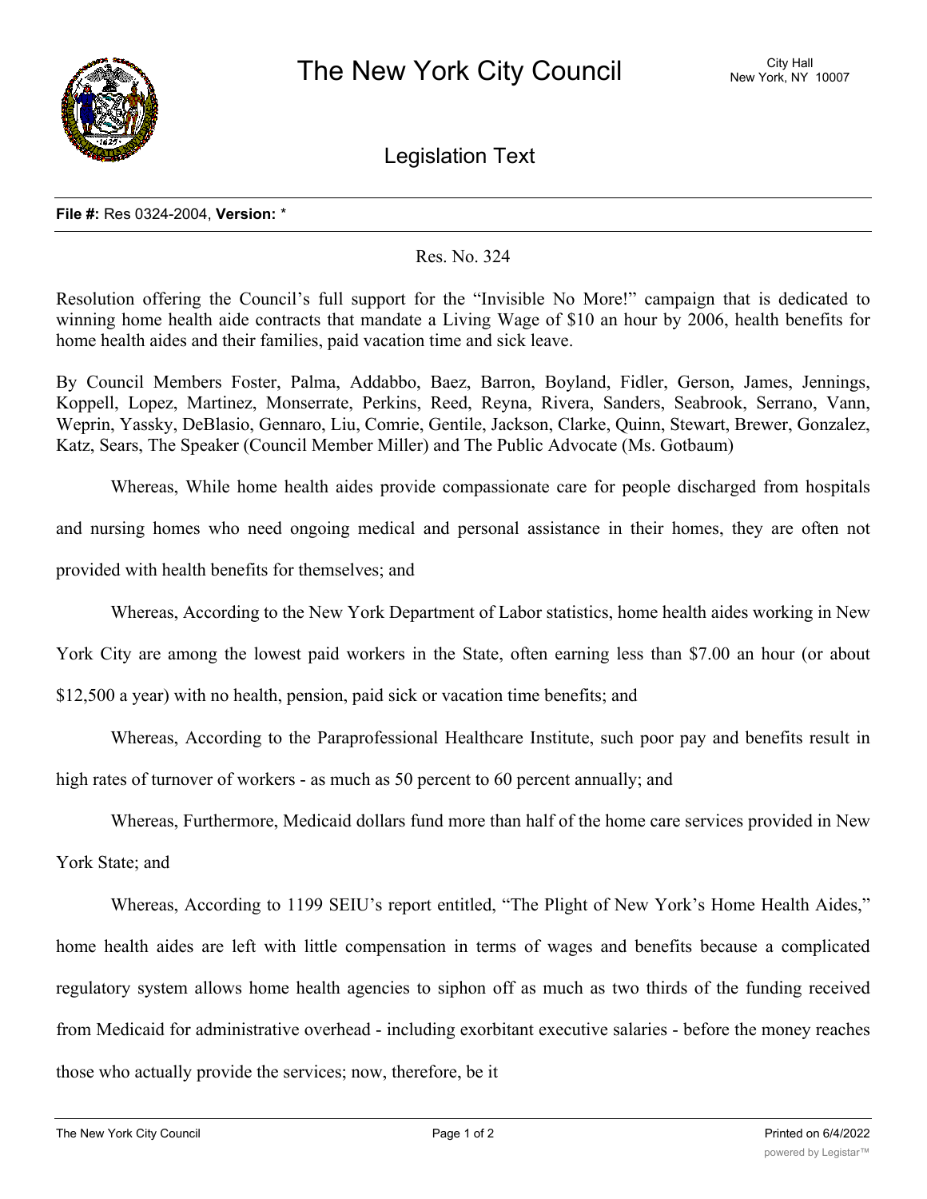# The New York City Council

City Hall
New York, NY 10007

## Legislation Text

**File #:** Res 0324-2004, **Version:** *

Res. No. 324

Resolution offering the Council's full support for the "Invisible No More!" campaign that is dedicated to winning home health aide contracts that mandate a Living Wage of $10 an hour by 2006, health benefits for home health aides and their families, paid vacation time and sick leave.

By Council Members Foster, Palma, Addabbo, Baez, Barron, Boyland, Fidler, Gerson, James, Jennings, Koppell, Lopez, Martinez, Monserrate, Perkins, Reed, Reyna, Rivera, Sanders, Seabrook, Serrano, Vann, Weprin, Yassky, DeBlasio, Gennaro, Liu, Comrie, Gentile, Jackson, Clarke, Quinn, Stewart, Brewer, Gonzalez, Katz, Sears, The Speaker (Council Member Miller) and The Public Advocate (Ms. Gotbaum)

Whereas, While home health aides provide compassionate care for people discharged from hospitals and nursing homes who need ongoing medical and personal assistance in their homes, they are often not provided with health benefits for themselves; and

Whereas, According to the New York Department of Labor statistics, home health aides working in New York City are among the lowest paid workers in the State, often earning less than $7.00 an hour (or about $12,500 a year) with no health, pension, paid sick or vacation time benefits; and

Whereas, According to the Paraprofessional Healthcare Institute, such poor pay and benefits result in high rates of turnover of workers - as much as 50 percent to 60 percent annually; and

Whereas, Furthermore, Medicaid dollars fund more than half of the home care services provided in New York State; and

Whereas, According to 1199 SEIU's report entitled, "The Plight of New York's Home Health Aides," home health aides are left with little compensation in terms of wages and benefits because a complicated regulatory system allows home health agencies to siphon off as much as two thirds of the funding received from Medicaid for administrative overhead - including exorbitant executive salaries - before the money reaches those who actually provide the services; now, therefore, be it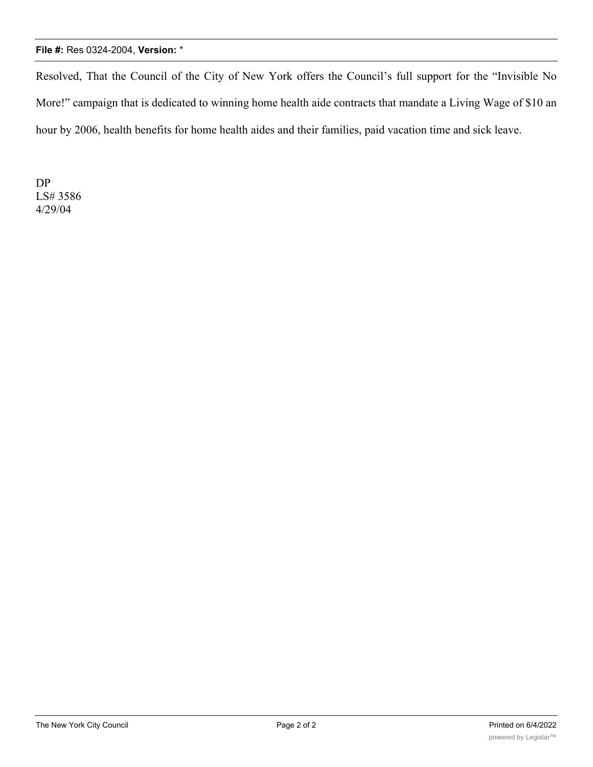Resolved, That the Council of the City of New York offers the Council's full support for the "Invisible No More!" campaign that is dedicated to winning home health aide contracts that mandate a Living Wage of $10 an hour by 2006, health benefits for home health aides and their families, paid vacation time and sick leave.

DP
LS# 3586
4/29/04